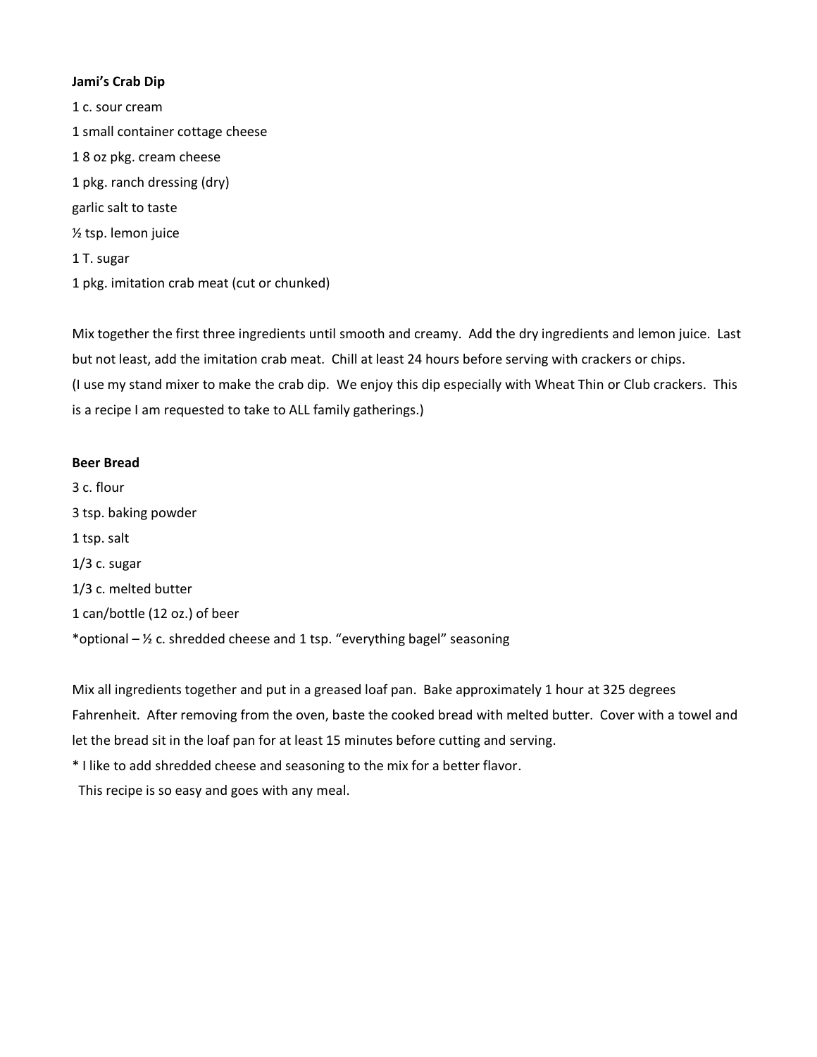**Jami's Crab Dip**

1 c. sour cream

1 small container cottage cheese

1 8 oz pkg. cream cheese

1 pkg. ranch dressing (dry)

garlic salt to taste

½ tsp. lemon juice

1 T. sugar

1 pkg. imitation crab meat (cut or chunked)

Mix together the first three ingredients until smooth and creamy. Add the dry ingredients and lemon juice. Last but not least, add the imitation crab meat. Chill at least 24 hours before serving with crackers or chips.
(I use my stand mixer to make the crab dip. We enjoy this dip especially with Wheat Thin or Club crackers. This is a recipe I am requested to take to ALL family gatherings.)

**Beer Bread**

3 c. flour

3 tsp. baking powder

1 tsp. salt

1/3 c. sugar

1/3 c. melted butter

1 can/bottle (12 oz.) of beer

*optional – ½ c. shredded cheese and 1 tsp. "everything bagel" seasoning

Mix all ingredients together and put in a greased loaf pan. Bake approximately 1 hour at 325 degrees Fahrenheit. After removing from the oven, baste the cooked bread with melted butter. Cover with a towel and let the bread sit in the loaf pan for at least 15 minutes before cutting and serving.

* I like to add shredded cheese and seasoning to the mix for a better flavor.

This recipe is so easy and goes with any meal.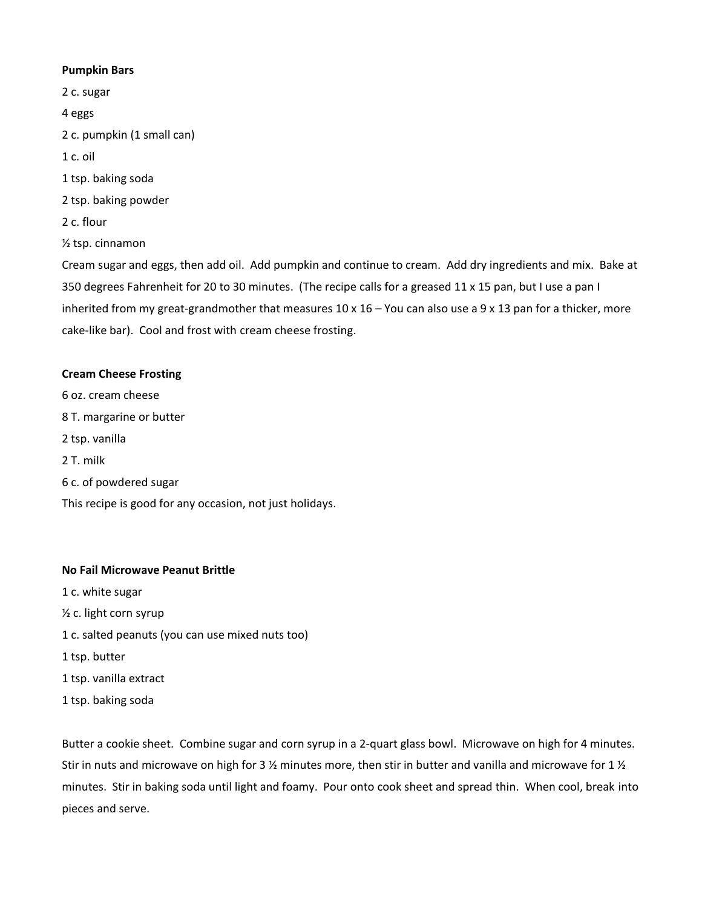**Pumpkin Bars**

2 c. sugar

4 eggs

2 c. pumpkin (1 small can)

1 c. oil

1 tsp. baking soda

2 tsp. baking powder

2 c. flour

½ tsp. cinnamon

Cream sugar and eggs, then add oil. Add pumpkin and continue to cream. Add dry ingredients and mix. Bake at 350 degrees Fahrenheit for 20 to 30 minutes. (The recipe calls for a greased 11 x 15 pan, but I use a pan I inherited from my great-grandmother that measures 10 x 16 – You can also use a 9 x 13 pan for a thicker, more cake-like bar). Cool and frost with cream cheese frosting.

**Cream Cheese Frosting**

6 oz. cream cheese

8 T. margarine or butter

2 tsp. vanilla

2 T. milk

6 c. of powdered sugar

This recipe is good for any occasion, not just holidays.

**No Fail Microwave Peanut Brittle**

1 c. white sugar

½ c. light corn syrup

1 c. salted peanuts (you can use mixed nuts too)

1 tsp. butter

1 tsp. vanilla extract

1 tsp. baking soda

Butter a cookie sheet. Combine sugar and corn syrup in a 2-quart glass bowl. Microwave on high for 4 minutes. Stir in nuts and microwave on high for 3 ½ minutes more, then stir in butter and vanilla and microwave for 1 ½ minutes. Stir in baking soda until light and foamy. Pour onto cook sheet and spread thin. When cool, break into pieces and serve.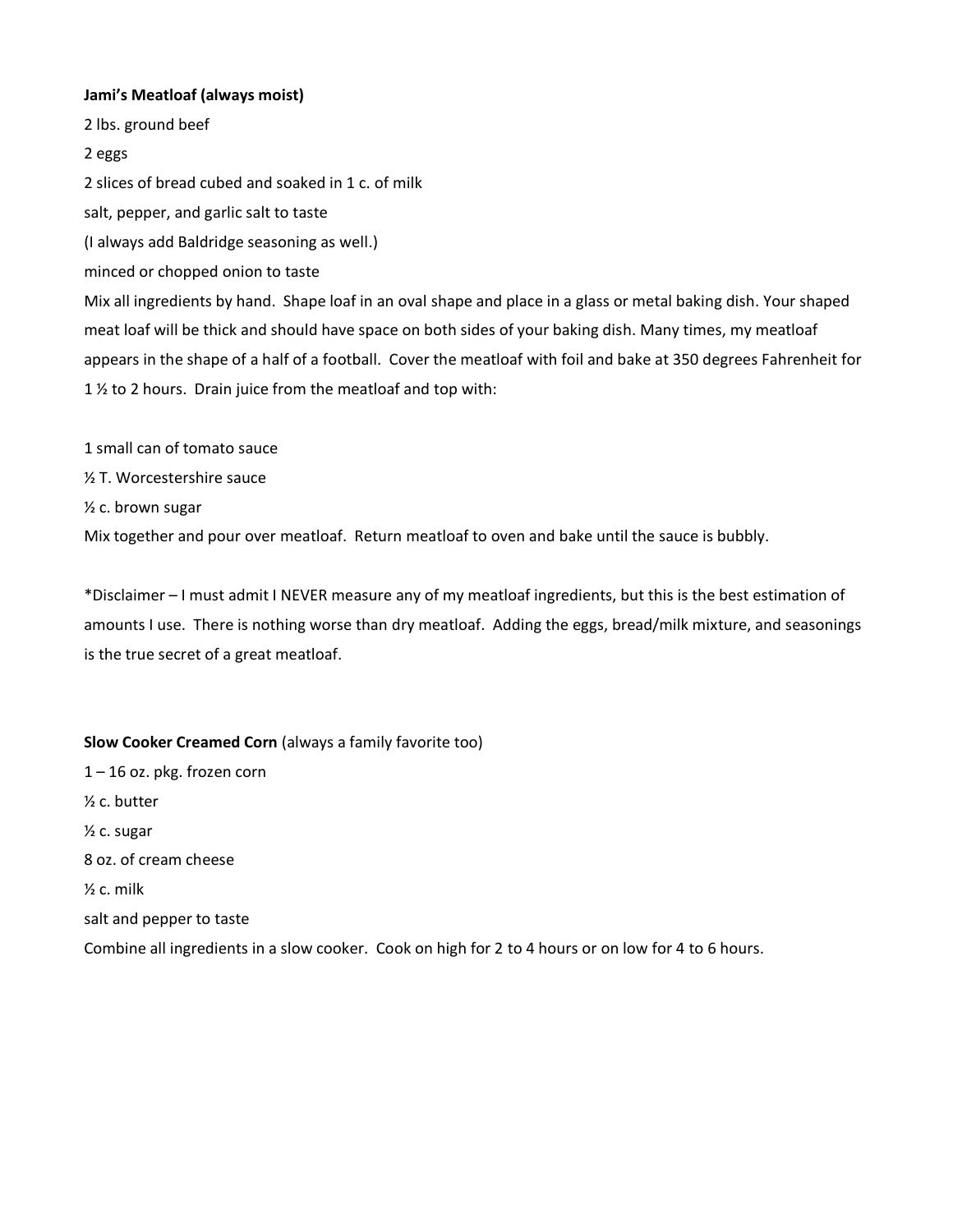**Jami's Meatloaf (always moist)**

2 lbs. ground beef

2 eggs

2 slices of bread cubed and soaked in 1 c. of milk

salt, pepper, and garlic salt to taste

(I always add Baldridge seasoning as well.)

minced or chopped onion to taste

Mix all ingredients by hand. Shape loaf in an oval shape and place in a glass or metal baking dish. Your shaped meat loaf will be thick and should have space on both sides of your baking dish. Many times, my meatloaf appears in the shape of a half of a football. Cover the meatloaf with foil and bake at 350 degrees Fahrenheit for 1 ½ to 2 hours. Drain juice from the meatloaf and top with:

1 small can of tomato sauce

½ T. Worcestershire sauce

½ c. brown sugar

Mix together and pour over meatloaf. Return meatloaf to oven and bake until the sauce is bubbly.

*Disclaimer – I must admit I NEVER measure any of my meatloaf ingredients, but this is the best estimation of amounts I use. There is nothing worse than dry meatloaf. Adding the eggs, bread/milk mixture, and seasonings is the true secret of a great meatloaf.

**Slow Cooker Creamed Corn** (always a family favorite too)

1 – 16 oz. pkg. frozen corn

½ c. butter

½ c. sugar

8 oz. of cream cheese

½ c. milk

salt and pepper to taste

Combine all ingredients in a slow cooker. Cook on high for 2 to 4 hours or on low for 4 to 6 hours.